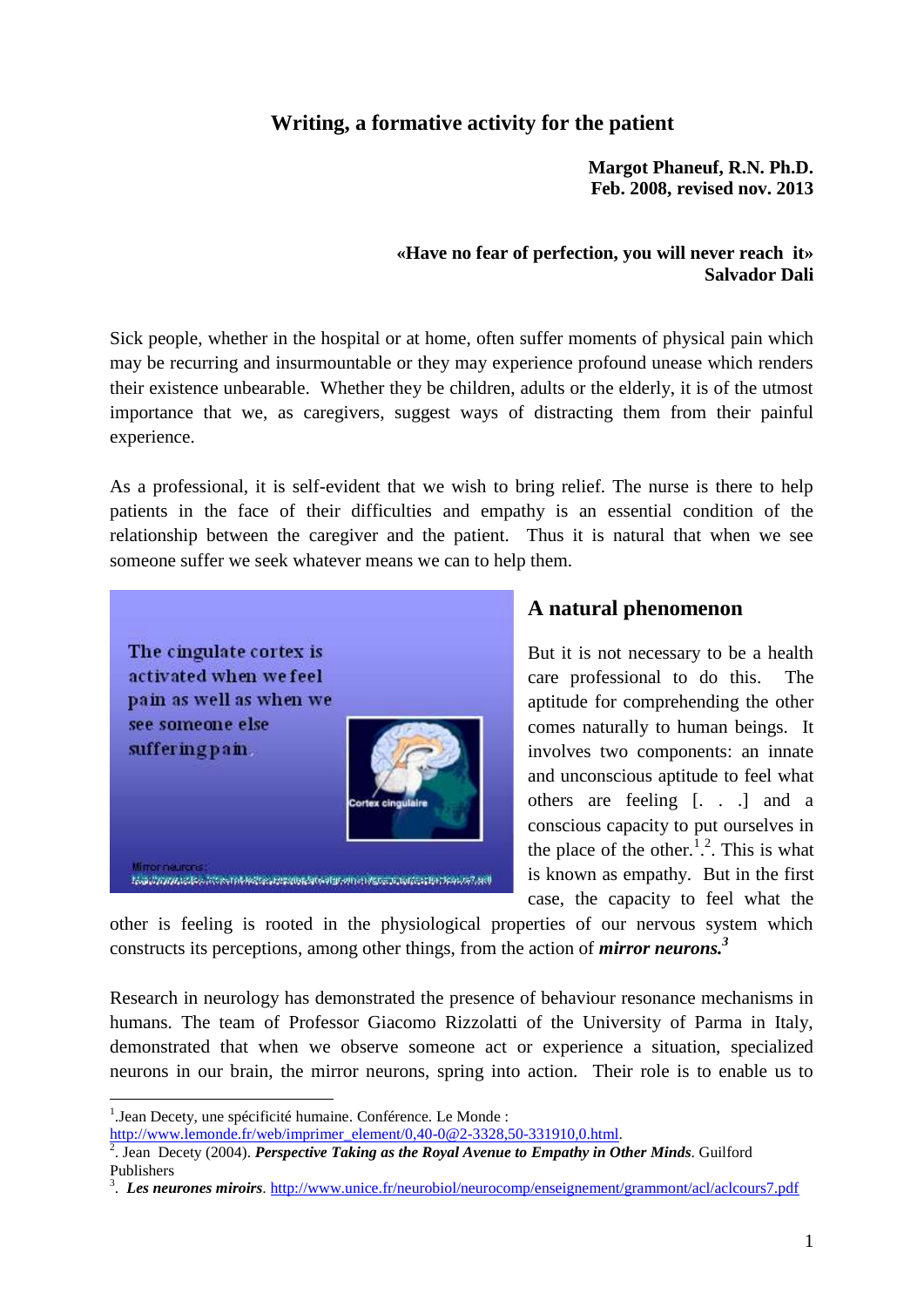# Writing, a formative activity for the patient

**Margot Phaneuf, R.N. Ph.D.**
**Feb. 2008, revised nov. 2013**

**«Have no fear of perfection, you will never reach it»**
**Salvador Dali**

Sick people, whether in the hospital or at home, often suffer moments of physical pain which may be recurring and insurmountable or they may experience profound unease which renders their existence unbearable. Whether they be children, adults or the elderly, it is of the utmost importance that we, as caregivers, suggest ways of distracting them from their painful experience.

As a professional, it is self-evident that we wish to bring relief. The nurse is there to help patients in the face of their difficulties and empathy is an essential condition of the relationship between the caregiver and the patient. Thus it is natural that when we see someone suffer we seek whatever means we can to help them.

## A natural phenomenon

But it is not necessary to be a health care professional to do this. The aptitude for comprehending the other comes naturally to human beings. It involves two components: an innate and unconscious aptitude to feel what others are feeling [. . .] and a conscious capacity to put ourselves in the place of the other.[1,2]. This is what is known as empathy. But in the first case, the capacity to feel what the other is feeling is rooted in the physiological properties of our nervous system which constructs its perceptions, among other things, from the action of ***mirror neurons.***[3]

Research in neurology has demonstrated the presence of behaviour resonance mechanisms in humans. The team of Professor Giacomo Rizzolatti of the University of Parma in Italy, demonstrated that when we observe someone act or experience a situation, specialized neurons in our brain, the mirror neurons, spring into action. Their role is to enable us to

---

[1]. Jean Decety, une spécificité humaine. Conférence. Le Monde : http://www.lemonde.fr/web/imprimer_element/0,40-0@2-3328,50-331910,0.html.

[2]. Jean Decety (2004). ***Perspective Taking as the Royal Avenue to Empathy in Other Minds***. Guilford Publishers

[3]. ***Les neurones miroirs***. http://www.unice.fr/neurobiol/neurocomp/enseignement/grammont/acl/aclcours7.pdf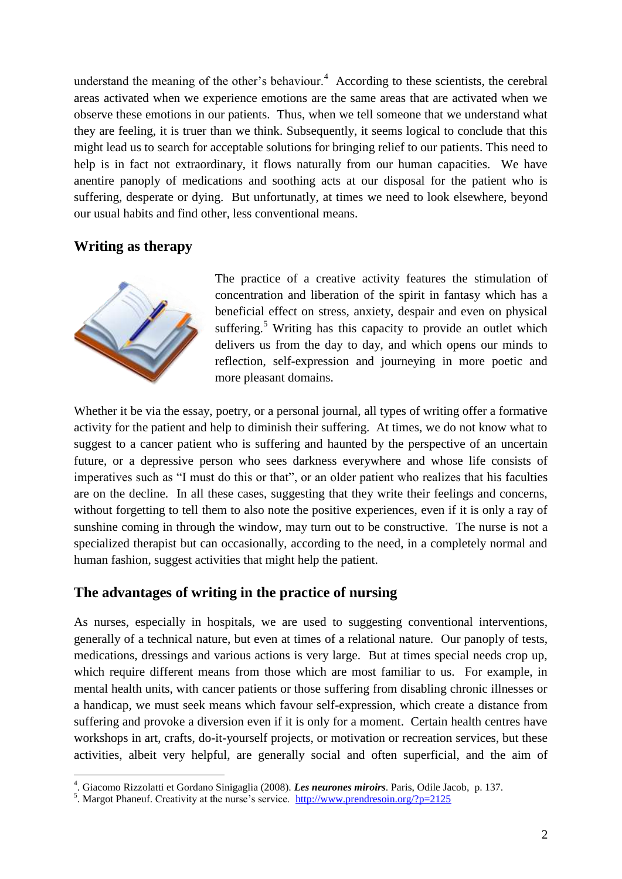understand the meaning of the other's behaviour.[4] According to these scientists, the cerebral areas activated when we experience emotions are the same areas that are activated when we observe these emotions in our patients. Thus, when we tell someone that we understand what they are feeling, it is truer than we think. Subsequently, it seems logical to conclude that this might lead us to search for acceptable solutions for bringing relief to our patients. This need to help is in fact not extraordinary, it flows naturally from our human capacities. We have anentire panoply of medications and soothing acts at our disposal for the patient who is suffering, desperate or dying. But unfortunatly, at times we need to look elsewhere, beyond our usual habits and find other, less conventional means.

## Writing as therapy

The practice of a creative activity features the stimulation of concentration and liberation of the spirit in fantasy which has a beneficial effect on stress, anxiety, despair and even on physical suffering.[5] Writing has this capacity to provide an outlet which delivers us from the day to day, and which opens our minds to reflection, self-expression and journeying in more poetic and more pleasant domains.

Whether it be via the essay, poetry, or a personal journal, all types of writing offer a formative activity for the patient and help to diminish their suffering. At times, we do not know what to suggest to a cancer patient who is suffering and haunted by the perspective of an uncertain future, or a depressive person who sees darkness everywhere and whose life consists of imperatives such as "I must do this or that", or an older patient who realizes that his faculties are on the decline. In all these cases, suggesting that they write their feelings and concerns, without forgetting to tell them to also note the positive experiences, even if it is only a ray of sunshine coming in through the window, may turn out to be constructive. The nurse is not a specialized therapist but can occasionally, according to the need, in a completely normal and human fashion, suggest activities that might help the patient.

## The advantages of writing in the practice of nursing

As nurses, especially in hospitals, we are used to suggesting conventional interventions, generally of a technical nature, but even at times of a relational nature. Our panoply of tests, medications, dressings and various actions is very large. But at times special needs crop up, which require different means from those which are most familiar to us. For example, in mental health units, with cancer patients or those suffering from disabling chronic illnesses or a handicap, we must seek means which favour self-expression, which create a distance from suffering and provoke a diversion even if it is only for a moment. Certain health centres have workshops in art, crafts, do-it-yourself projects, or motivation or recreation services, but these activities, albeit very helpful, are generally social and often superficial, and the aim of

---

[4]. Giacomo Rizzolatti et Gordano Sinigaglia (2008). ***Les neurones miroirs***. Paris, Odile Jacob, p. 137.

[5]. Margot Phaneuf. Creativity at the nurse's service. http://www.prendresoin.org/?p=2125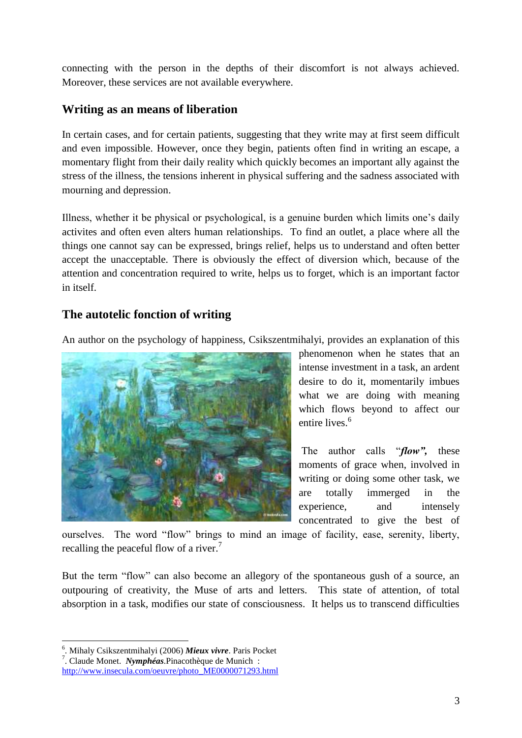connecting with the person in the depths of their discomfort is not always achieved. Moreover, these services are not available everywhere.

## Writing as an means of liberation

In certain cases, and for certain patients, suggesting that they write may at first seem difficult and even impossible. However, once they begin, patients often find in writing an escape, a momentary flight from their daily reality which quickly becomes an important ally against the stress of the illness, the tensions inherent in physical suffering and the sadness associated with mourning and depression.

Illness, whether it be physical or psychological, is a genuine burden which limits one's daily activites and often even alters human relationships. To find an outlet, a place where all the things one cannot say can be expressed, brings relief, helps us to understand and often better accept the unacceptable. There is obviously the effect of diversion which, because of the attention and concentration required to write, helps us to forget, which is an important factor in itself.

## The autotelic fonction of writing

An author on the psychology of happiness, Csikszentmihalyi, provides an explanation of this phenomenon when he states that an intense investment in a task, an ardent desire to do it, momentarily imbues what we are doing with meaning which flows beyond to affect our entire lives.[6]

The author calls "***flow***"**,** these moments of grace when, involved in writing or doing some other task, we are totally immerged in the experience, and intensely concentrated to give the best of ourselves. The word "flow" brings to mind an image of facility, ease, serenity, liberty, recalling the peaceful flow of a river.[7]

But the term "flow" can also become an allegory of the spontaneous gush of a source, an outpouring of creativity, the Muse of arts and letters. This state of attention, of total absorption in a task, modifies our state of consciousness. It helps us to transcend difficulties

---

[6]. Mihaly Csikszentmihalyi (2006) ***Mieux vivre***. Paris Pocket

[7]. Claude Monet. ***Nymphéas***.Pinacothèque de Munich : http://www.insecula.com/oeuvre/photo_ME0000071293.html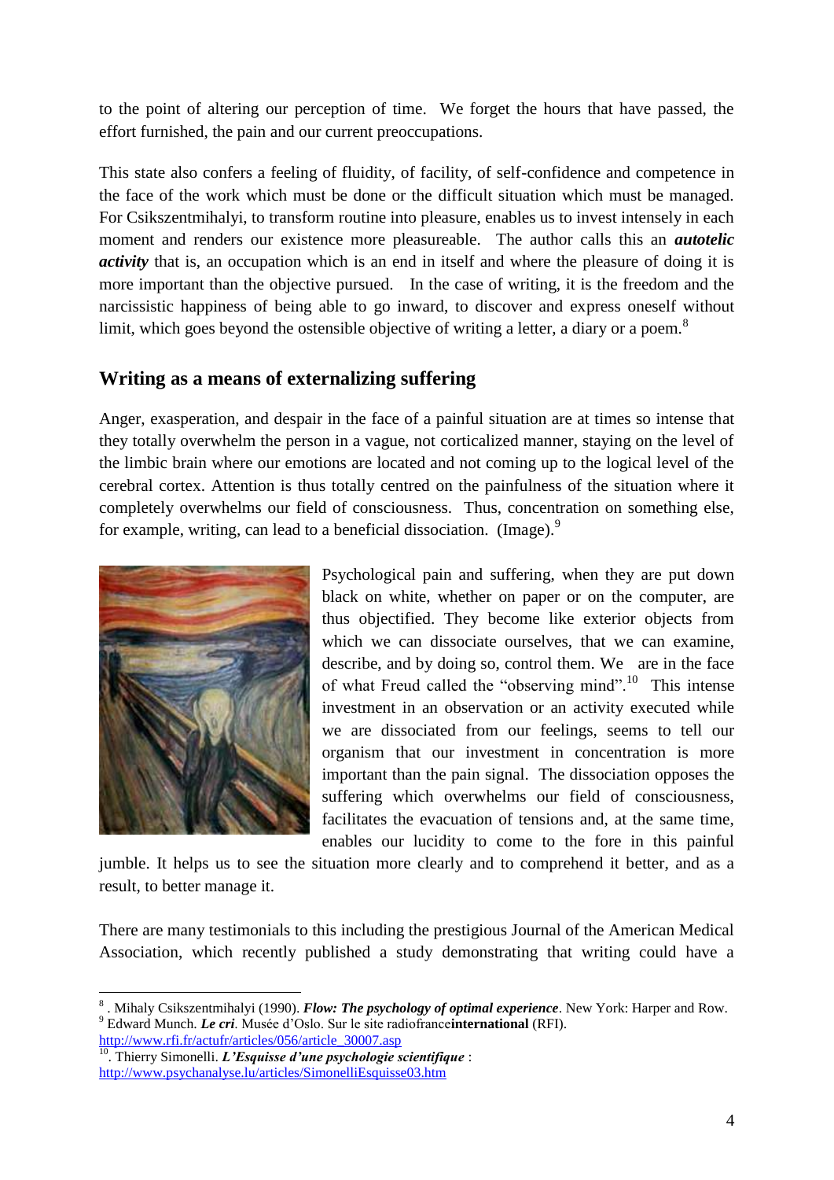to the point of altering our perception of time. We forget the hours that have passed, the effort furnished, the pain and our current preoccupations.

This state also confers a feeling of fluidity, of facility, of self-confidence and competence in the face of the work which must be done or the difficult situation which must be managed. For Csikszentmihalyi, to transform routine into pleasure, enables us to invest intensely in each moment and renders our existence more pleasureable. The author calls this an ***autotelic activity*** that is, an occupation which is an end in itself and where the pleasure of doing it is more important than the objective pursued. In the case of writing, it is the freedom and the narcissistic happiness of being able to go inward, to discover and express oneself without limit, which goes beyond the ostensible objective of writing a letter, a diary or a poem.[8]

## Writing as a means of externalizing suffering

Anger, exasperation, and despair in the face of a painful situation are at times so intense that they totally overwhelm the person in a vague, not corticalized manner, staying on the level of the limbic brain where our emotions are located and not coming up to the logical level of the cerebral cortex. Attention is thus totally centred on the painfulness of the situation where it completely overwhelms our field of consciousness. Thus, concentration on something else, for example, writing, can lead to a beneficial dissociation. (Image).[9]

Psychological pain and suffering, when they are put down black on white, whether on paper or on the computer, are thus objectified. They become like exterior objects from which we can dissociate ourselves, that we can examine, describe, and by doing so, control them. We are in the face of what Freud called the "observing mind".[10] This intense investment in an observation or an activity executed while we are dissociated from our feelings, seems to tell our organism that our investment in concentration is more important than the pain signal. The dissociation opposes the suffering which overwhelms our field of consciousness, facilitates the evacuation of tensions and, at the same time, enables our lucidity to come to the fore in this painful jumble. It helps us to see the situation more clearly and to comprehend it better, and as a result, to better manage it.

There are many testimonials to this including the prestigious Journal of the American Medical Association, which recently published a study demonstrating that writing could have a

---

[8] . Mihaly Csikszentmihalyi (1990). ***Flow: The psychology of optimal experience***. New York: Harper and Row.

[9] Edward Munch. ***Le cri***. Musée d'Oslo. Sur le site radiofrance**international** (RFI). http://www.rfi.fr/actufr/articles/056/article_30007.asp

[10] . Thierry Simonelli. ***L'Esquisse d'une psychologie scientifique*** : http://www.psychanalyse.lu/articles/SimonelliEsquisse03.htm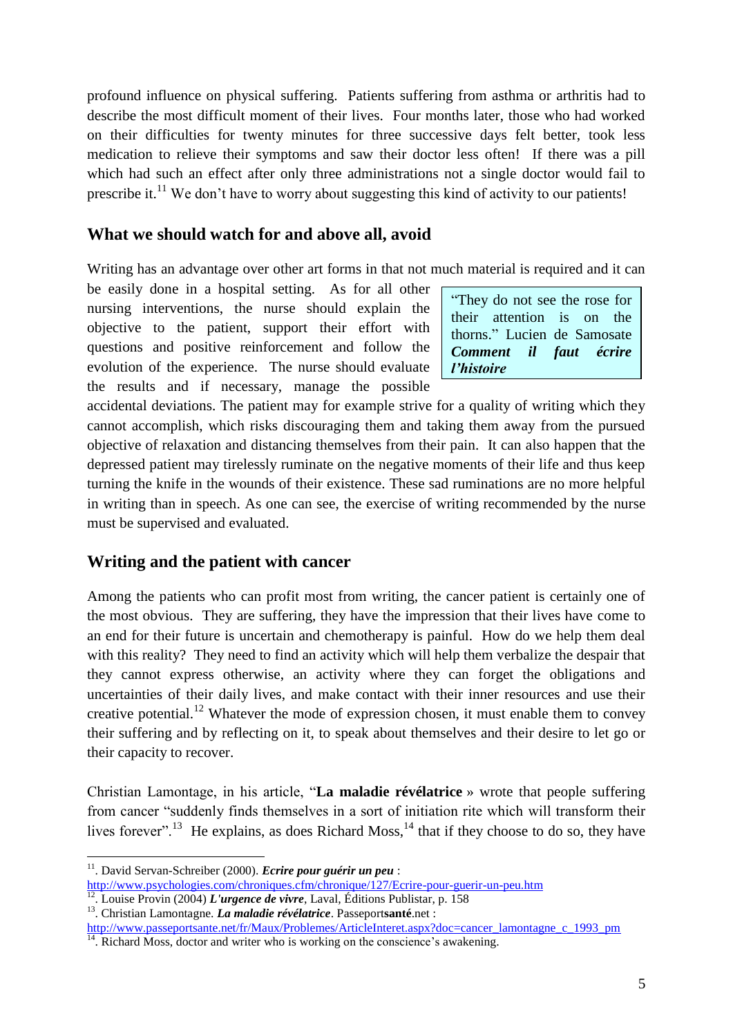profound influence on physical suffering. Patients suffering from asthma or arthritis had to describe the most difficult moment of their lives. Four months later, those who had worked on their difficulties for twenty minutes for three successive days felt better, took less medication to relieve their symptoms and saw their doctor less often! If there was a pill which had such an effect after only three administrations not a single doctor would fail to prescribe it.[11] We don't have to worry about suggesting this kind of activity to our patients!

## What we should watch for and above all, avoid

Writing has an advantage over other art forms in that not much material is required and it can be easily done in a hospital setting. As for all other nursing interventions, the nurse should explain the objective to the patient, support their effort with questions and positive reinforcement and follow the evolution of the experience. The nurse should evaluate the results and if necessary, manage the possible accidental deviations. The patient may for example strive for a quality of writing which they cannot accomplish, which risks discouraging them and taking them away from the pursued objective of relaxation and distancing themselves from their pain. It can also happen that the depressed patient may tirelessly ruminate on the negative moments of their life and thus keep turning the knife in the wounds of their existence. These sad ruminations are no more helpful in writing than in speech. As one can see, the exercise of writing recommended by the nurse must be supervised and evaluated.

> "They do not see the rose for their attention is on the thorns." Lucien de Samosate ***Comment il faut écrire l'histoire***

## Writing and the patient with cancer

Among the patients who can profit most from writing, the cancer patient is certainly one of the most obvious. They are suffering, they have the impression that their lives have come to an end for their future is uncertain and chemotherapy is painful. How do we help them deal with this reality? They need to find an activity which will help them verbalize the despair that they cannot express otherwise, an activity where they can forget the obligations and uncertainties of their daily lives, and make contact with their inner resources and use their creative potential.[12] Whatever the mode of expression chosen, it must enable them to convey their suffering and by reflecting on it, to speak about themselves and their desire to let go or their capacity to recover.

Christian Lamontage, in his article, "**La maladie révélatrice** » wrote that people suffering from cancer "suddenly finds themselves in a sort of initiation rite which will transform their lives forever".[13] He explains, as does Richard Moss,[14] that if they choose to do so, they have

---

[11]. David Servan-Schreiber (2000). ***Ecrire pour guérir un peu*** : http://www.psychologies.com/chroniques.cfm/chronique/127/Ecrire-pour-guerir-un-peu.htm

[12]. Louise Provin (2004) ***L'urgence de vivre***, Laval, Éditions Publistar, p. 158

[13]. Christian Lamontagne. ***La maladie révélatrice***. Passeport**santé**.net : http://www.passeportsante.net/fr/Maux/Problemes/ArticleInteret.aspx?doc=cancer_lamontagne_c_1993_pm

[14]. Richard Moss, doctor and writer who is working on the conscience's awakening.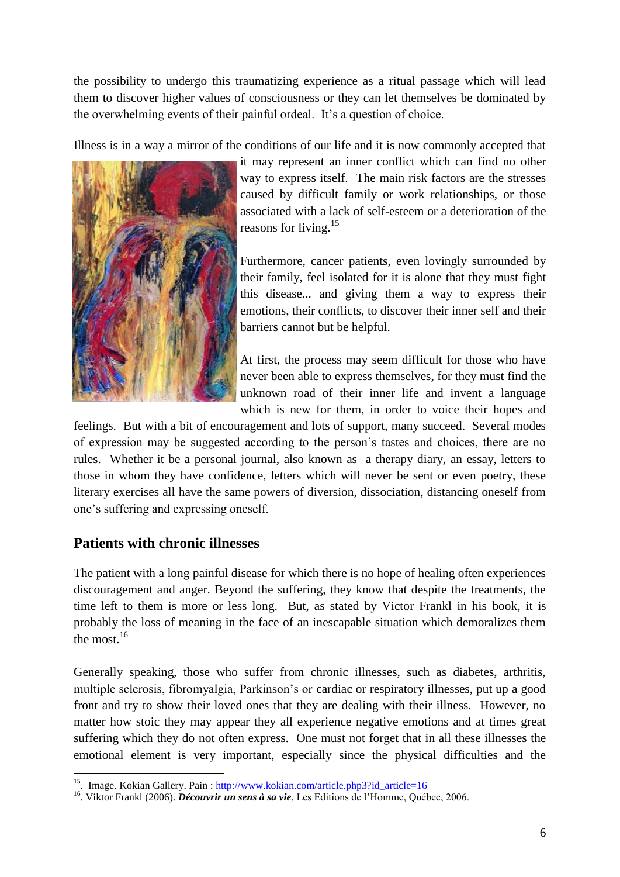the possibility to undergo this traumatizing experience as a ritual passage which will lead them to discover higher values of consciousness or they can let themselves be dominated by the overwhelming events of their painful ordeal. It's a question of choice.

Illness is in a way a mirror of the conditions of our life and it is now commonly accepted that it may represent an inner conflict which can find no other way to express itself. The main risk factors are the stresses caused by difficult family or work relationships, or those associated with a lack of self-esteem or a deterioration of the reasons for living.[15]

Furthermore, cancer patients, even lovingly surrounded by their family, feel isolated for it is alone that they must fight this disease... and giving them a way to express their emotions, their conflicts, to discover their inner self and their barriers cannot but be helpful.

At first, the process may seem difficult for those who have never been able to express themselves, for they must find the unknown road of their inner life and invent a language which is new for them, in order to voice their hopes and feelings. But with a bit of encouragement and lots of support, many succeed. Several modes of expression may be suggested according to the person's tastes and choices, there are no rules. Whether it be a personal journal, also known as a therapy diary, an essay, letters to those in whom they have confidence, letters which will never be sent or even poetry, these literary exercises all have the same powers of diversion, dissociation, distancing oneself from one's suffering and expressing oneself.

## Patients with chronic illnesses

The patient with a long painful disease for which there is no hope of healing often experiences discouragement and anger. Beyond the suffering, they know that despite the treatments, the time left to them is more or less long. But, as stated by Victor Frankl in his book, it is probably the loss of meaning in the face of an inescapable situation which demoralizes them the most.[16]

Generally speaking, those who suffer from chronic illnesses, such as diabetes, arthritis, multiple sclerosis, fibromyalgia, Parkinson's or cardiac or respiratory illnesses, put up a good front and try to show their loved ones that they are dealing with their illness. However, no matter how stoic they may appear they all experience negative emotions and at times great suffering which they do not often express. One must not forget that in all these illnesses the emotional element is very important, especially since the physical difficulties and the

---

[15]. Image. Kokian Gallery. Pain : http://www.kokian.com/article.php3?id_article=16

[16]. Viktor Frankl (2006). ***Découvrir un sens à sa vie***, Les Editions de l'Homme, Québec, 2006.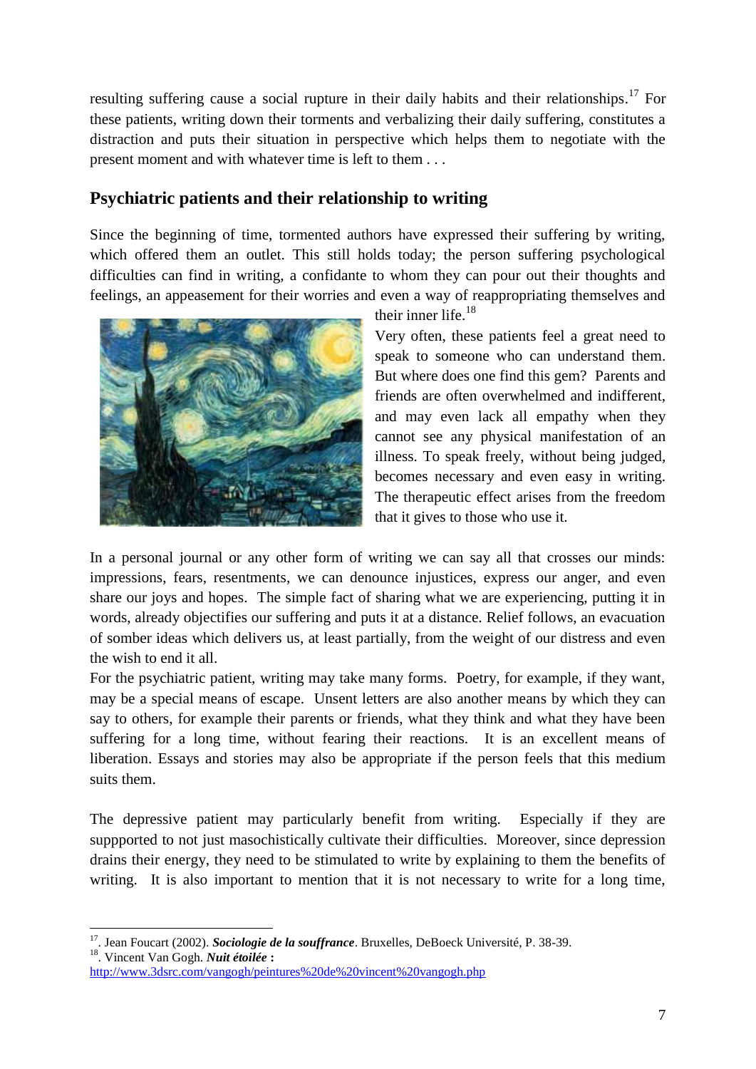resulting suffering cause a social rupture in their daily habits and their relationships.[17] For these patients, writing down their torments and verbalizing their daily suffering, constitutes a distraction and puts their situation in perspective which helps them to negotiate with the present moment and with whatever time is left to them . . .

## Psychiatric patients and their relationship to writing

Since the beginning of time, tormented authors have expressed their suffering by writing, which offered them an outlet. This still holds today; the person suffering psychological difficulties can find in writing, a confidante to whom they can pour out their thoughts and feelings, an appeasement for their worries and even a way of reappropriating themselves and their inner life.[18]

Very often, these patients feel a great need to speak to someone who can understand them. But where does one find this gem? Parents and friends are often overwhelmed and indifferent, and may even lack all empathy when they cannot see any physical manifestation of an illness. To speak freely, without being judged, becomes necessary and even easy in writing. The therapeutic effect arises from the freedom that it gives to those who use it.

In a personal journal or any other form of writing we can say all that crosses our minds: impressions, fears, resentments, we can denounce injustices, express our anger, and even share our joys and hopes. The simple fact of sharing what we are experiencing, putting it in words, already objectifies our suffering and puts it at a distance. Relief follows, an evacuation of somber ideas which delivers us, at least partially, from the weight of our distress and even the wish to end it all.

For the psychiatric patient, writing may take many forms. Poetry, for example, if they want, may be a special means of escape. Unsent letters are also another means by which they can say to others, for example their parents or friends, what they think and what they have been suffering for a long time, without fearing their reactions. It is an excellent means of liberation. Essays and stories may also be appropriate if the person feels that this medium suits them.

The depressive patient may particularly benefit from writing. Especially if they are suppported to not just masochistically cultivate their difficulties. Moreover, since depression drains their energy, they need to be stimulated to write by explaining to them the benefits of writing. It is also important to mention that it is not necessary to write for a long time,

---

[17]. Jean Foucart (2002). ***Sociologie de la souffrance***. Bruxelles, DeBoeck Université, P. 38-39.

[18]. Vincent Van Gogh. ***Nuit étoilée*** **:** http://www.3dsrc.com/vangogh/peintures%20de%20vincent%20vangogh.php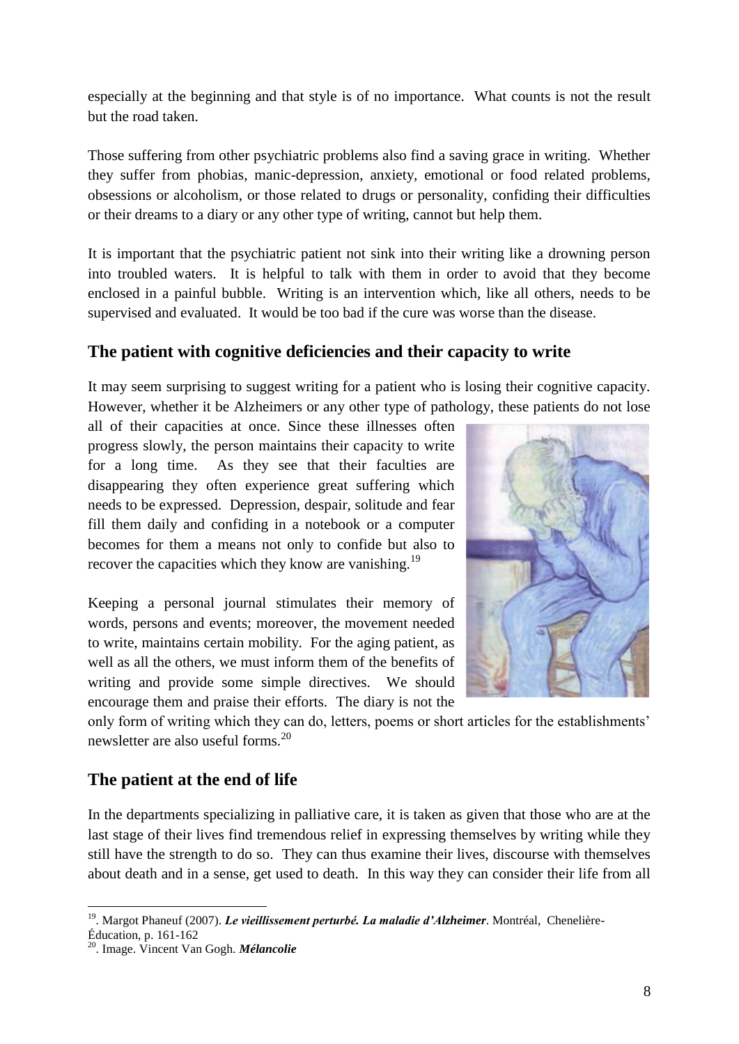especially at the beginning and that style is of no importance. What counts is not the result but the road taken.

Those suffering from other psychiatric problems also find a saving grace in writing. Whether they suffer from phobias, manic-depression, anxiety, emotional or food related problems, obsessions or alcoholism, or those related to drugs or personality, confiding their difficulties or their dreams to a diary or any other type of writing, cannot but help them.

It is important that the psychiatric patient not sink into their writing like a drowning person into troubled waters. It is helpful to talk with them in order to avoid that they become enclosed in a painful bubble. Writing is an intervention which, like all others, needs to be supervised and evaluated. It would be too bad if the cure was worse than the disease.

## The patient with cognitive deficiencies and their capacity to write

It may seem surprising to suggest writing for a patient who is losing their cognitive capacity. However, whether it be Alzheimers or any other type of pathology, these patients do not lose all of their capacities at once. Since these illnesses often progress slowly, the person maintains their capacity to write for a long time. As they see that their faculties are disappearing they often experience great suffering which needs to be expressed. Depression, despair, solitude and fear fill them daily and confiding in a notebook or a computer becomes for them a means not only to confide but also to recover the capacities which they know are vanishing.[19]

Keeping a personal journal stimulates their memory of words, persons and events; moreover, the movement needed to write, maintains certain mobility. For the aging patient, as well as all the others, we must inform them of the benefits of writing and provide some simple directives. We should encourage them and praise their efforts. The diary is not the only form of writing which they can do, letters, poems or short articles for the establishments' newsletter are also useful forms.[20]

## The patient at the end of life

In the departments specializing in palliative care, it is taken as given that those who are at the last stage of their lives find tremendous relief in expressing themselves by writing while they still have the strength to do so. They can thus examine their lives, discourse with themselves about death and in a sense, get used to death. In this way they can consider their life from all

---

[19]. Margot Phaneuf (2007). ***Le vieillissement perturbé. La maladie d'Alzheimer***. Montréal, Chenelière-Éducation, p. 161-162

[20]. Image. Vincent Van Gogh. ***Mélancolie***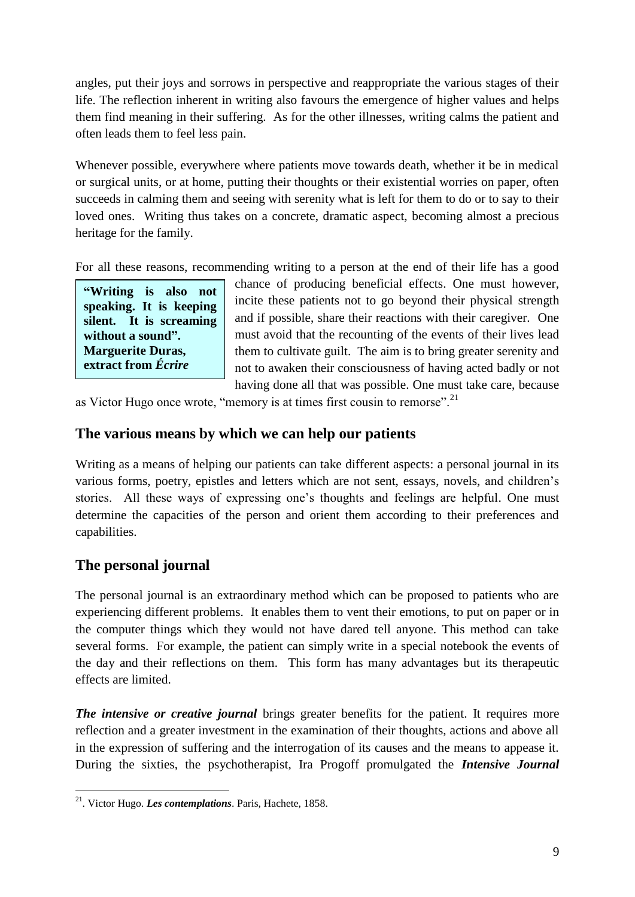angles, put their joys and sorrows in perspective and reappropriate the various stages of their life. The reflection inherent in writing also favours the emergence of higher values and helps them find meaning in their suffering. As for the other illnesses, writing calms the patient and often leads them to feel less pain.

Whenever possible, everywhere where patients move towards death, whether it be in medical or surgical units, or at home, putting their thoughts or their existential worries on paper, often succeeds in calming them and seeing with serenity what is left for them to do or to say to their loved ones. Writing thus takes on a concrete, dramatic aspect, becoming almost a precious heritage for the family.

For all these reasons, recommending writing to a person at the end of their life has a good chance of producing beneficial effects. One must however, incite these patients not to go beyond their physical strength and if possible, share their reactions with their caregiver. One must avoid that the recounting of the events of their lives lead them to cultivate guilt. The aim is to bring greater serenity and not to awaken their consciousness of having acted badly or not having done all that was possible. One must take care, because as Victor Hugo once wrote, "memory is at times first cousin to remorse".[21]

> **"Writing is also not speaking. It is keeping silent. It is screaming without a sound". Marguerite Duras, extract from *Écrire***

## The various means by which we can help our patients

Writing as a means of helping our patients can take different aspects: a personal journal in its various forms, poetry, epistles and letters which are not sent, essays, novels, and children's stories. All these ways of expressing one's thoughts and feelings are helpful. One must determine the capacities of the person and orient them according to their preferences and capabilities.

## The personal journal

The personal journal is an extraordinary method which can be proposed to patients who are experiencing different problems. It enables them to vent their emotions, to put on paper or in the computer things which they would not have dared tell anyone. This method can take several forms. For example, the patient can simply write in a special notebook the events of the day and their reflections on them. This form has many advantages but its therapeutic effects are limited.

***The intensive or creative journal*** brings greater benefits for the patient. It requires more reflection and a greater investment in the examination of their thoughts, actions and above all in the expression of suffering and the interrogation of its causes and the means to appease it. During the sixties, the psychotherapist, Ira Progoff promulgated the ***Intensive Journal***

---

[21]. Victor Hugo. ***Les contemplations***. Paris, Hachete, 1858.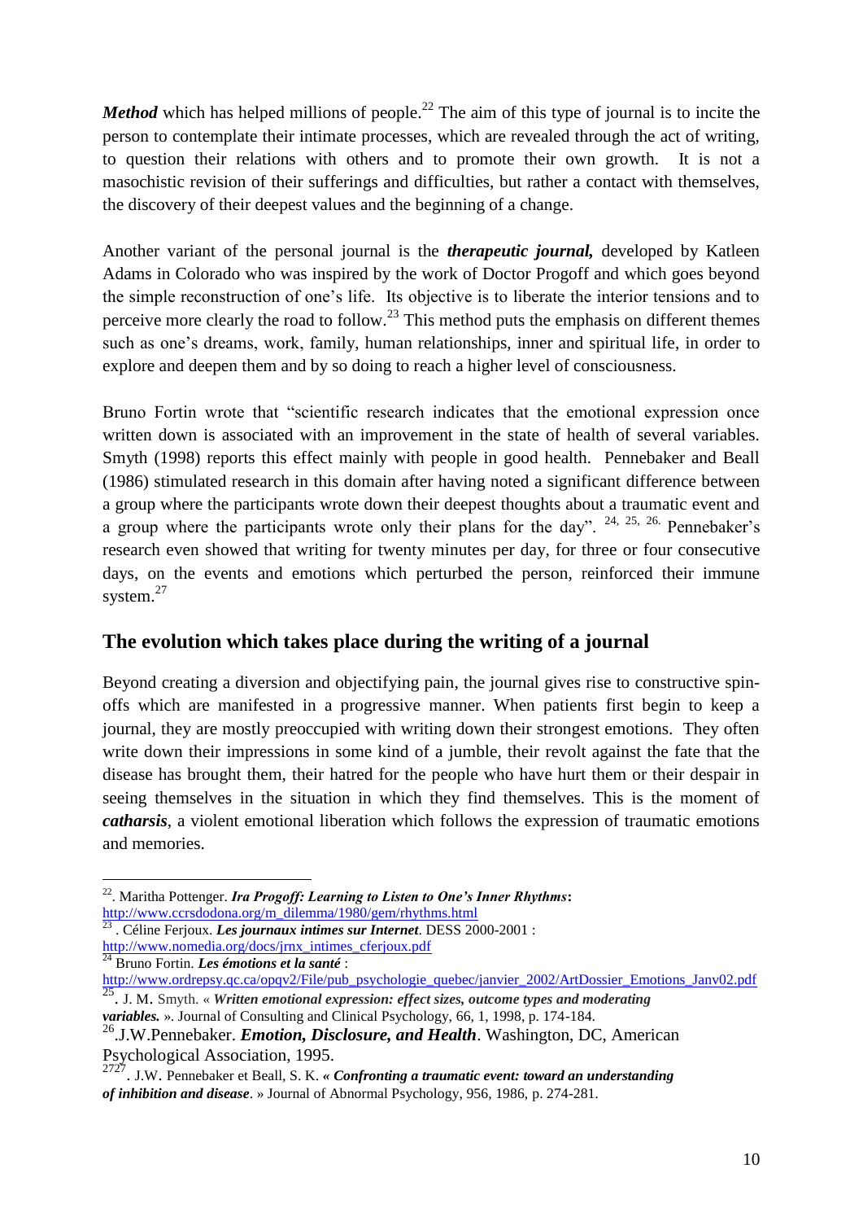***Method*** which has helped millions of people.[22] The aim of this type of journal is to incite the person to contemplate their intimate processes, which are revealed through the act of writing, to question their relations with others and to promote their own growth. It is not a masochistic revision of their sufferings and difficulties, but rather a contact with themselves, the discovery of their deepest values and the beginning of a change.

Another variant of the personal journal is the ***therapeutic journal,*** developed by Katleen Adams in Colorado who was inspired by the work of Doctor Progoff and which goes beyond the simple reconstruction of one's life. Its objective is to liberate the interior tensions and to perceive more clearly the road to follow.[23] This method puts the emphasis on different themes such as one's dreams, work, family, human relationships, inner and spiritual life, in order to explore and deepen them and by so doing to reach a higher level of consciousness.

Bruno Fortin wrote that "scientific research indicates that the emotional expression once written down is associated with an improvement in the state of health of several variables. Smyth (1998) reports this effect mainly with people in good health. Pennebaker and Beall (1986) stimulated research in this domain after having noted a significant difference between a group where the participants wrote down their deepest thoughts about a traumatic event and a group where the participants wrote only their plans for the day". [24, 25, 26.] Pennebaker's research even showed that writing for twenty minutes per day, for three or four consecutive days, on the events and emotions which perturbed the person, reinforced their immune system.[27]

## The evolution which takes place during the writing of a journal

Beyond creating a diversion and objectifying pain, the journal gives rise to constructive spin-offs which are manifested in a progressive manner. When patients first begin to keep a journal, they are mostly preoccupied with writing down their strongest emotions. They often write down their impressions in some kind of a jumble, their revolt against the fate that the disease has brought them, their hatred for the people who have hurt them or their despair in seeing themselves in the situation in which they find themselves. This is the moment of ***catharsis***, a violent emotional liberation which follows the expression of traumatic emotions and memories.

---

[22]. Maritha Pottenger. ***Ira Progoff: Learning to Listen to One's Inner Rhythms*****:** http://www.ccrsdodona.org/m_dilemma/1980/gem/rhythms.html

[23] . Céline Ferjoux. ***Les journaux intimes sur Internet***. DESS 2000-2001 : http://www.nomedia.org/docs/jrnx_intimes_cferjoux.pdf

[24] Bruno Fortin. ***Les émotions et la santé*** : http://www.ordrepsy.qc.ca/opqv2/File/pub_psychologie_quebec/janvier_2002/ArtDossier_Emotions_Janv02.pdf

[25]. J. M. Smyth. « ***Written emotional expression: effect sizes, outcome types and moderating variables.*** ». Journal of Consulting and Clinical Psychology, 66, 1, 1998, p. 174-184.

[26].J.W.Pennebaker. ***Emotion, Disclosure, and Health***. Washington, DC, American Psychological Association, 1995.

[2727]. J.W. Pennebaker et Beall, S. K. ***« Confronting a traumatic event: toward an understanding of inhibition and disease***. » Journal of Abnormal Psychology, 956, 1986, p. 274-281.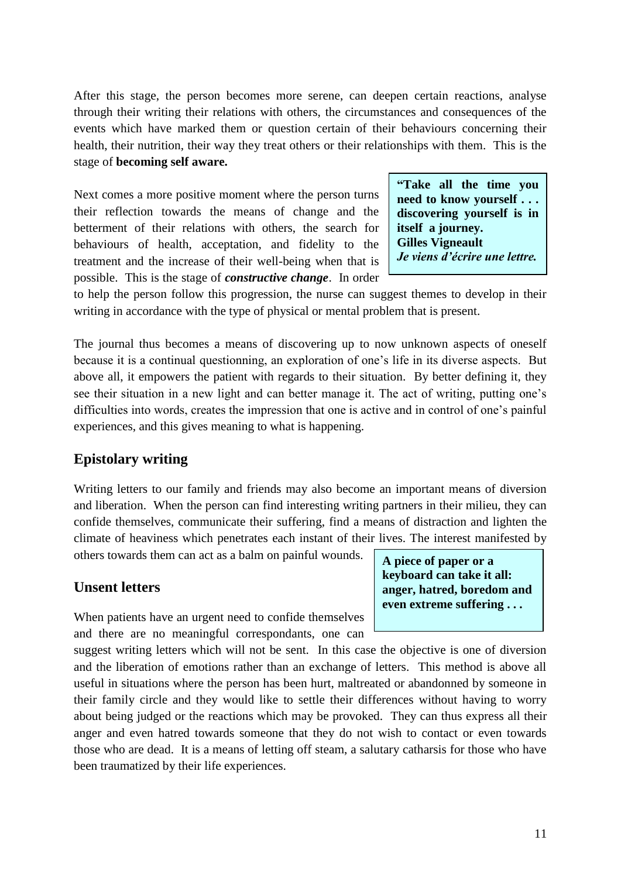After this stage, the person becomes more serene, can deepen certain reactions, analyse through their writing their relations with others, the circumstances and consequences of the events which have marked them or question certain of their behaviours concerning their health, their nutrition, their way they treat others or their relationships with them. This is the stage of **becoming self aware.**

Next comes a more positive moment where the person turns their reflection towards the means of change and the betterment of their relations with others, the search for behaviours of health, acceptation, and fidelity to the treatment and the increase of their well-being when that is possible. This is the stage of ***constructive change***. In order to help the person follow this progression, the nurse can suggest themes to develop in their writing in accordance with the type of physical or mental problem that is present.

> **"Take all the time you need to know yourself . . . discovering yourself is in itself a journey.**
> **Gilles Vigneault**
> ***Je viens d'écrire une lettre.***

The journal thus becomes a means of discovering up to now unknown aspects of oneself because it is a continual questionning, an exploration of one's life in its diverse aspects. But above all, it empowers the patient with regards to their situation. By better defining it, they see their situation in a new light and can better manage it. The act of writing, putting one's difficulties into words, creates the impression that one is active and in control of one's painful experiences, and this gives meaning to what is happening.

## Epistolary writing

Writing letters to our family and friends may also become an important means of diversion and liberation. When the person can find interesting writing partners in their milieu, they can confide themselves, communicate their suffering, find a means of distraction and lighten the climate of heaviness which penetrates each instant of their lives. The interest manifested by others towards them can act as a balm on painful wounds.

> **A piece of paper or a keyboard can take it all: anger, hatred, boredom and even extreme suffering . . .**

## Unsent letters

When patients have an urgent need to confide themselves and there are no meaningful correspondants, one can suggest writing letters which will not be sent. In this case the objective is one of diversion and the liberation of emotions rather than an exchange of letters. This method is above all useful in situations where the person has been hurt, maltreated or abandonned by someone in their family circle and they would like to settle their differences without having to worry about being judged or the reactions which may be provoked. They can thus express all their anger and even hatred towards someone that they do not wish to contact or even towards those who are dead. It is a means of letting off steam, a salutary catharsis for those who have been traumatized by their life experiences.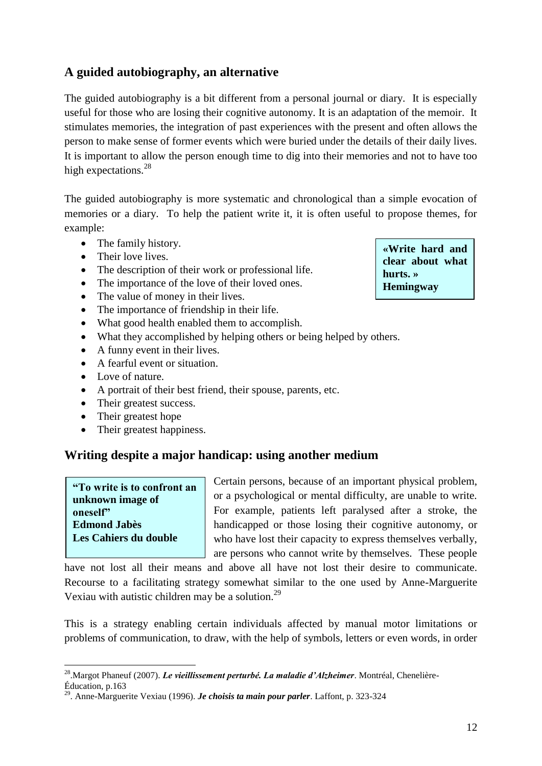## A guided autobiography, an alternative

The guided autobiography is a bit different from a personal journal or diary. It is especially useful for those who are losing their cognitive autonomy. It is an adaptation of the memoir. It stimulates memories, the integration of past experiences with the present and often allows the person to make sense of former events which were buried under the details of their daily lives. It is important to allow the person enough time to dig into their memories and not to have too high expectations.[28]

The guided autobiography is more systematic and chronological than a simple evocation of memories or a diary. To help the patient write it, it is often useful to propose themes, for example:

- The family history.
- Their love lives.
- The description of their work or professional life.
- The importance of the love of their loved ones.
- The value of money in their lives.
- The importance of friendship in their life.
- What good health enabled them to accomplish.
- What they accomplished by helping others or being helped by others.
- A funny event in their lives.
- A fearful event or situation.
- Love of nature.
- A portrait of their best friend, their spouse, parents, etc.
- Their greatest success.
- Their greatest hope
- Their greatest happiness.

> **«Write hard and clear about what hurts. »**
> **Hemingway**

## Writing despite a major handicap: using another medium

> **"To write is to confront an unknown image of oneself"**
> **Edmond Jabès**
> **Les Cahiers du double**

Certain persons, because of an important physical problem, or a psychological or mental difficulty, are unable to write. For example, patients left paralysed after a stroke, the handicapped or those losing their cognitive autonomy, or who have lost their capacity to express themselves verbally, are persons who cannot write by themselves. These people have not lost all their means and above all have not lost their desire to communicate. Recourse to a facilitating strategy somewhat similar to the one used by Anne-Marguerite Vexiau with autistic children may be a solution.[29]

This is a strategy enabling certain individuals affected by manual motor limitations or problems of communication, to draw, with the help of symbols, letters or even words, in order

---

[28]. Margot Phaneuf (2007). ***Le vieillissement perturbé. La maladie d'Alzheimer***. Montréal, Chenelière-Éducation, p.163

[29]. Anne-Marguerite Vexiau (1996). ***Je choisis ta main pour parler***. Laffont, p. 323-324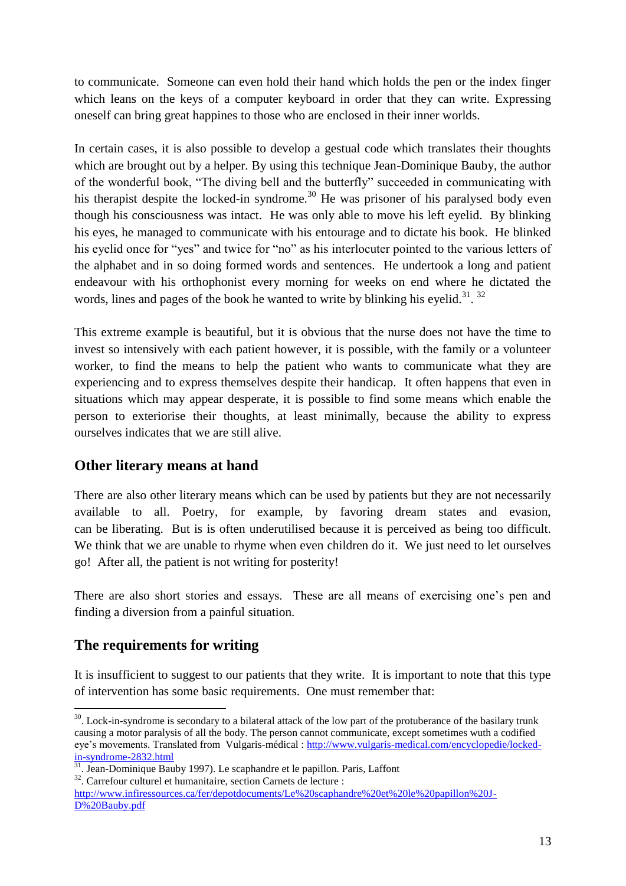to communicate. Someone can even hold their hand which holds the pen or the index finger which leans on the keys of a computer keyboard in order that they can write. Expressing oneself can bring great happines to those who are enclosed in their inner worlds.

In certain cases, it is also possible to develop a gestual code which translates their thoughts which are brought out by a helper. By using this technique Jean-Dominique Bauby, the author of the wonderful book, "The diving bell and the butterfly" succeeded in communicating with his therapist despite the locked-in syndrome.[30] He was prisoner of his paralysed body even though his consciousness was intact. He was only able to move his left eyelid. By blinking his eyes, he managed to communicate with his entourage and to dictate his book. He blinked his eyelid once for "yes" and twice for "no" as his interlocuter pointed to the various letters of the alphabet and in so doing formed words and sentences. He undertook a long and patient endeavour with his orthophonist every morning for weeks on end where he dictated the words, lines and pages of the book he wanted to write by blinking his eyelid.[31]. [32]

This extreme example is beautiful, but it is obvious that the nurse does not have the time to invest so intensively with each patient however, it is possible, with the family or a volunteer worker, to find the means to help the patient who wants to communicate what they are experiencing and to express themselves despite their handicap. It often happens that even in situations which may appear desperate, it is possible to find some means which enable the person to exteriorise their thoughts, at least minimally, because the ability to express ourselves indicates that we are still alive.

## Other literary means at hand

There are also other literary means which can be used by patients but they are not necessarily available to all. Poetry, for example, by favoring dream states and evasion, can be liberating. But is is often underutilised because it is perceived as being too difficult. We think that we are unable to rhyme when even children do it. We just need to let ourselves go! After all, the patient is not writing for posterity!

There are also short stories and essays. These are all means of exercising one's pen and finding a diversion from a painful situation.

## The requirements for writing

It is insufficient to suggest to our patients that they write. It is important to note that this type of intervention has some basic requirements. One must remember that:

---

[30]. Lock-in-syndrome is secondary to a bilateral attack of the low part of the protuberance of the basilary trunk causing a motor paralysis of all the body. The person cannot communicate, except sometimes wuth a codified eye's movements. Translated from Vulgaris-médical : http://www.vulgaris-medical.com/encyclopedie/locked-in-syndrome-2832.html

[31]. Jean-Dominique Bauby 1997). Le scaphandre et le papillon. Paris, Laffont

[32]. Carrefour culturel et humanitaire, section Carnets de lecture : http://www.infiressources.ca/fer/depotdocuments/Le%20scaphandre%20et%20le%20papillon%20J-D%20Bauby.pdf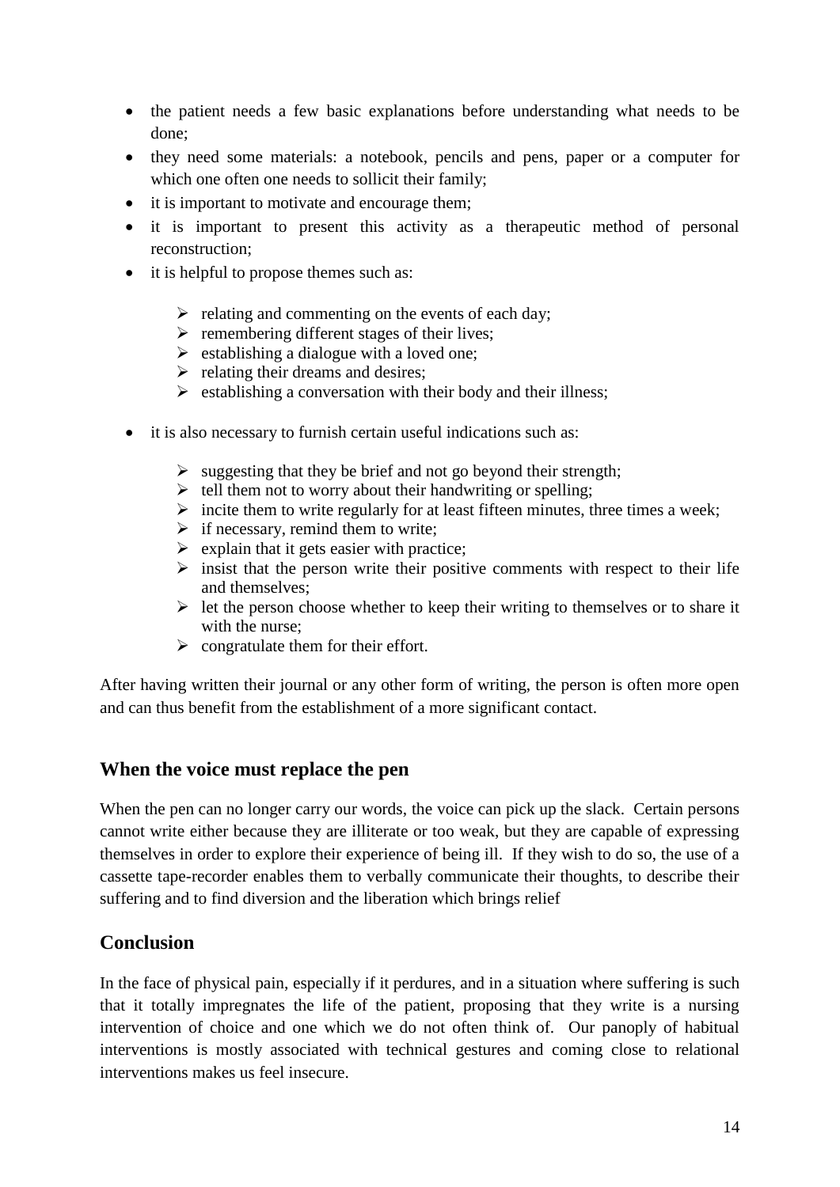- the patient needs a few basic explanations before understanding what needs to be done;
- they need some materials: a notebook, pencils and pens, paper or a computer for which one often one needs to sollicit their family;
- it is important to motivate and encourage them;
- it is important to present this activity as a therapeutic method of personal reconstruction;
- it is helpful to propose themes such as:
  - relating and commenting on the events of each day;
  - remembering different stages of their lives;
  - establishing a dialogue with a loved one;
  - relating their dreams and desires;
  - establishing a conversation with their body and their illness;
- it is also necessary to furnish certain useful indications such as:
  - suggesting that they be brief and not go beyond their strength;
  - tell them not to worry about their handwriting or spelling;
  - incite them to write regularly for at least fifteen minutes, three times a week;
  - if necessary, remind them to write;
  - explain that it gets easier with practice;
  - insist that the person write their positive comments with respect to their life and themselves;
  - let the person choose whether to keep their writing to themselves or to share it with the nurse;
  - congratulate them for their effort.

After having written their journal or any other form of writing, the person is often more open and can thus benefit from the establishment of a more significant contact.

## When the voice must replace the pen

When the pen can no longer carry our words, the voice can pick up the slack. Certain persons cannot write either because they are illiterate or too weak, but they are capable of expressing themselves in order to explore their experience of being ill. If they wish to do so, the use of a cassette tape-recorder enables them to verbally communicate their thoughts, to describe their suffering and to find diversion and the liberation which brings relief

## Conclusion

In the face of physical pain, especially if it perdures, and in a situation where suffering is such that it totally impregnates the life of the patient, proposing that they write is a nursing intervention of choice and one which we do not often think of. Our panoply of habitual interventions is mostly associated with technical gestures and coming close to relational interventions makes us feel insecure.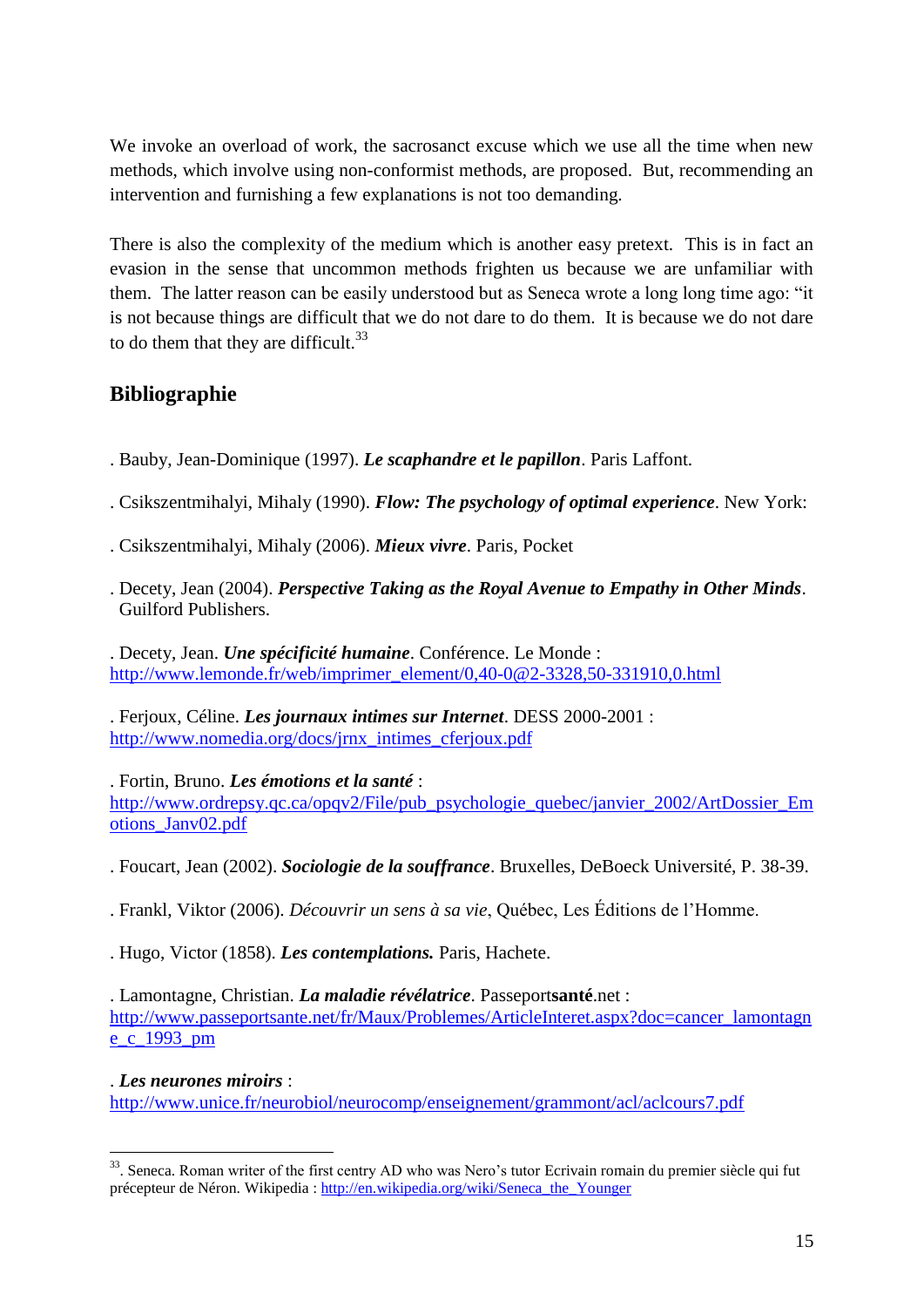We invoke an overload of work, the sacrosanct excuse which we use all the time when new methods, which involve using non-conformist methods, are proposed. But, recommending an intervention and furnishing a few explanations is not too demanding.

There is also the complexity of the medium which is another easy pretext. This is in fact an evasion in the sense that uncommon methods frighten us because we are unfamiliar with them. The latter reason can be easily understood but as Seneca wrote a long long time ago: "it is not because things are difficult that we do not dare to do them. It is because we do not dare to do them that they are difficult.[33]

## Bibliographie

. Bauby, Jean-Dominique (1997). ***Le scaphandre et le papillon***. Paris Laffont.

. Csikszentmihalyi, Mihaly (1990). ***Flow: The psychology of optimal experience***. New York:

. Csikszentmihalyi, Mihaly (2006). ***Mieux vivre***. Paris, Pocket

. Decety, Jean (2004). ***Perspective Taking as the Royal Avenue to Empathy in Other Minds***. Guilford Publishers.

. Decety, Jean. ***Une spécificité humaine***. Conférence. Le Monde : http://www.lemonde.fr/web/imprimer_element/0,40-0@2-3328,50-331910,0.html

. Ferjoux, Céline. ***Les journaux intimes sur Internet***. DESS 2000-2001 : http://www.nomedia.org/docs/jrnx_intimes_cferjoux.pdf

. Fortin, Bruno. ***Les émotions et la santé*** : http://www.ordrepsy.qc.ca/opqv2/File/pub_psychologie_quebec/janvier_2002/ArtDossier_Emotions_Janv02.pdf

. Foucart, Jean (2002). ***Sociologie de la souffrance***. Bruxelles, DeBoeck Université, P. 38-39.

. Frankl, Viktor (2006). *Découvrir un sens à sa vie*, Québec, Les Éditions de l'Homme.

. Hugo, Victor (1858). ***Les contemplations.*** Paris, Hachete.

. Lamontagne, Christian. ***La maladie révélatrice***. Passeport**santé**.net : http://www.passeportsante.net/fr/Maux/Problemes/ArticleInteret.aspx?doc=cancer_lamontagne_c_1993_pm

. ***Les neurones miroirs*** : http://www.unice.fr/neurobiol/neurocomp/enseignement/grammont/acl/aclcours7.pdf

---

[33]. Seneca. Roman writer of the first centry AD who was Nero's tutor Ecrivain romain du premier siècle qui fut précepteur de Néron. Wikipedia : http://en.wikipedia.org/wiki/Seneca_the_Younger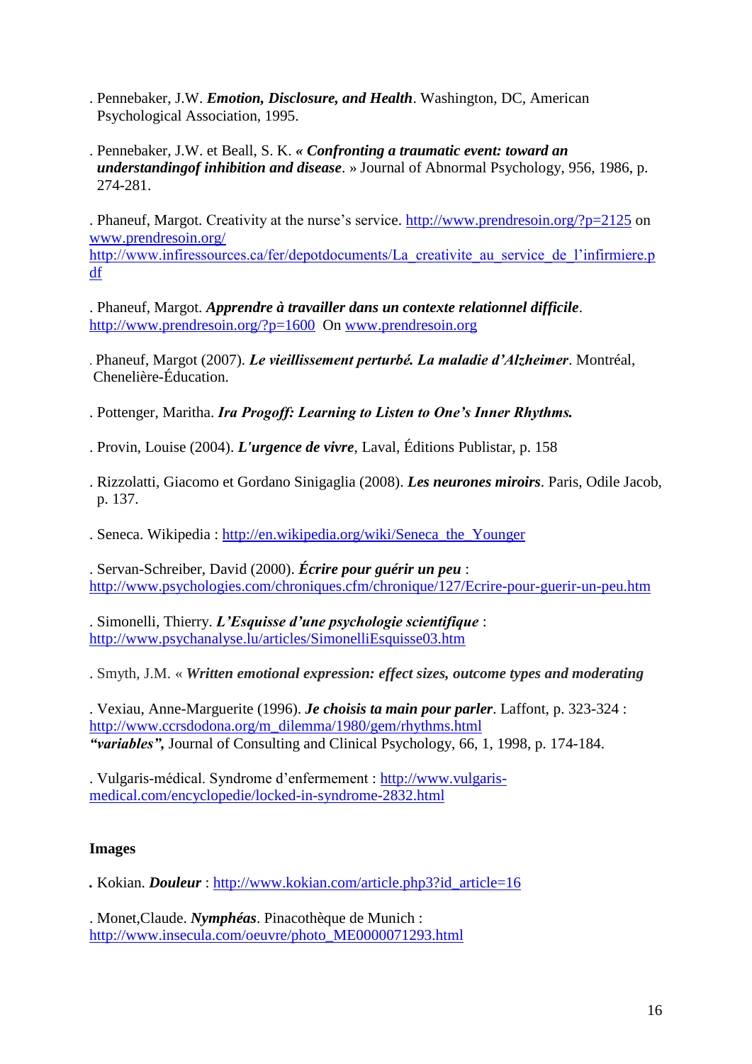. Pennebaker, J.W. ***Emotion, Disclosure, and Health***. Washington, DC, American Psychological Association, 1995.

. Pennebaker, J.W. et Beall, S. K. ***« Confronting a traumatic event: toward an understandingof inhibition and disease***. » Journal of Abnormal Psychology, 956, 1986, p. 274-281.

. Phaneuf, Margot. Creativity at the nurse's service. http://www.prendresoin.org/?p=2125 on www.prendresoin.org/ http://www.infiressources.ca/fer/depotdocuments/La_creativite_au_service_de_l'infirmiere.pdf

. Phaneuf, Margot. ***Apprendre à travailler dans un contexte relationnel difficile***. http://www.prendresoin.org/?p=1600 On www.prendresoin.org

. Phaneuf, Margot (2007). ***Le vieillissement perturbé. La maladie d'Alzheimer***. Montréal, Chenelière-Éducation.

. Pottenger, Maritha. ***Ira Progoff: Learning to Listen to One's Inner Rhythms.***

. Provin, Louise (2004). ***L'urgence de vivre***, Laval, Éditions Publistar, p. 158

. Rizzolatti, Giacomo et Gordano Sinigaglia (2008). ***Les neurones miroirs***. Paris, Odile Jacob, p. 137.

. Seneca. Wikipedia : http://en.wikipedia.org/wiki/Seneca_the_Younger

. Servan-Schreiber, David (2000). ***Écrire pour guérir un peu*** : http://www.psychologies.com/chroniques.cfm/chronique/127/Ecrire-pour-guerir-un-peu.htm

. Simonelli, Thierry. ***L'Esquisse d'une psychologie scientifique*** : http://www.psychanalyse.lu/articles/SimonelliEsquisse03.htm

. Smyth, J.M. « ***Written emotional expression: effect sizes, outcome types and moderating***

. Vexiau, Anne-Marguerite (1996). ***Je choisis ta main pour parler***. Laffont, p. 323-324 : http://www.ccrsdodona.org/m_dilemma/1980/gem/rhythms.html
***"variables",*** Journal of Consulting and Clinical Psychology, 66, 1, 1998, p. 174-184.

. Vulgaris-médical. Syndrome d'enfermement : http://www.vulgaris-medical.com/encyclopedie/locked-in-syndrome-2832.html

**Images**

. Kokian. ***Douleur*** : http://www.kokian.com/article.php3?id_article=16

. Monet,Claude. ***Nymphéas***. Pinacothèque de Munich : http://www.insecula.com/oeuvre/photo_ME0000071293.html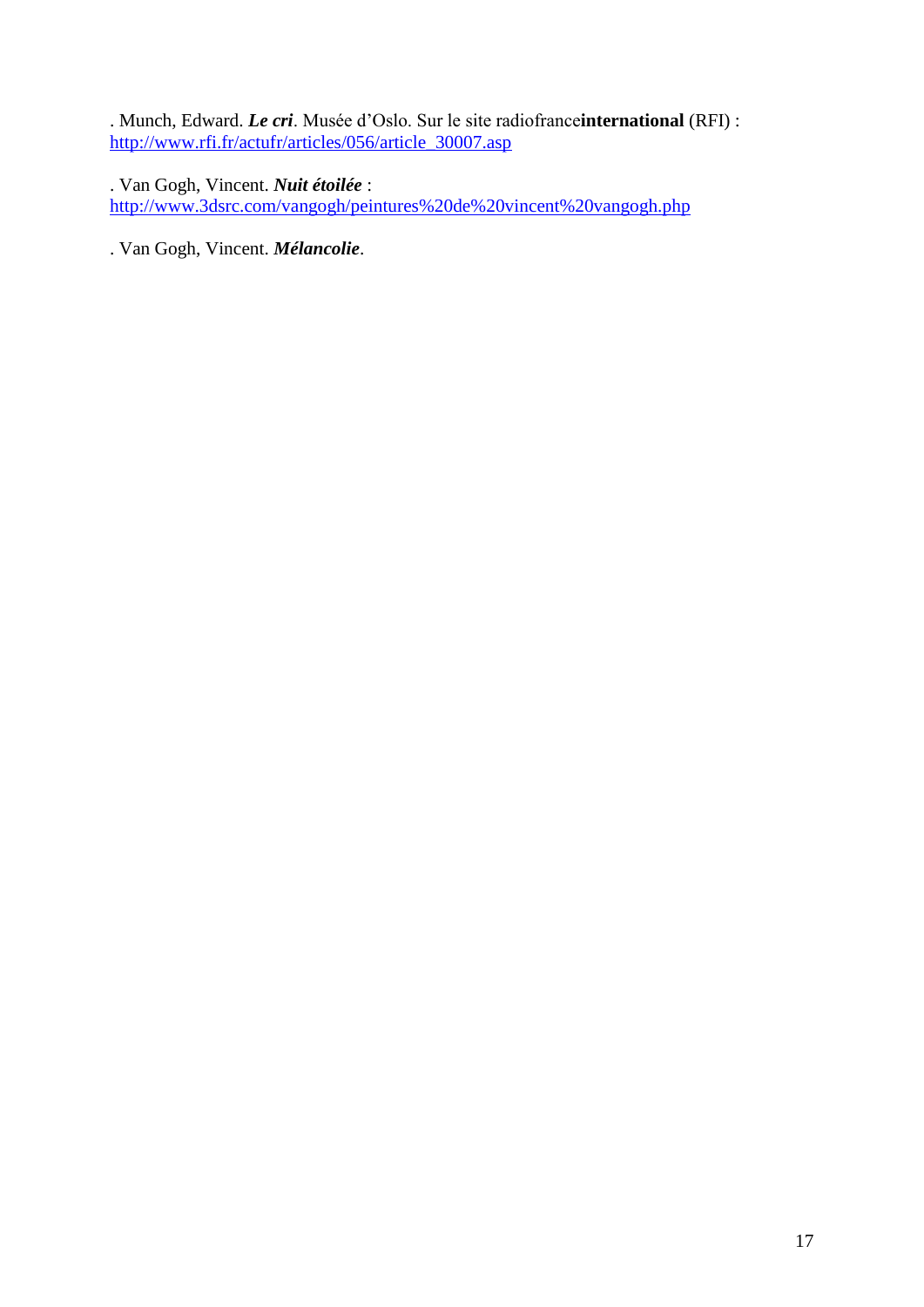. Munch, Edward. ***Le cri***. Musée d'Oslo. Sur le site radiofrance**international** (RFI) : http://www.rfi.fr/actufr/articles/056/article_30007.asp

. Van Gogh, Vincent. ***Nuit étoilée*** : http://www.3dsrc.com/vangogh/peintures%20de%20vincent%20vangogh.php

. Van Gogh, Vincent. ***Mélancolie***.